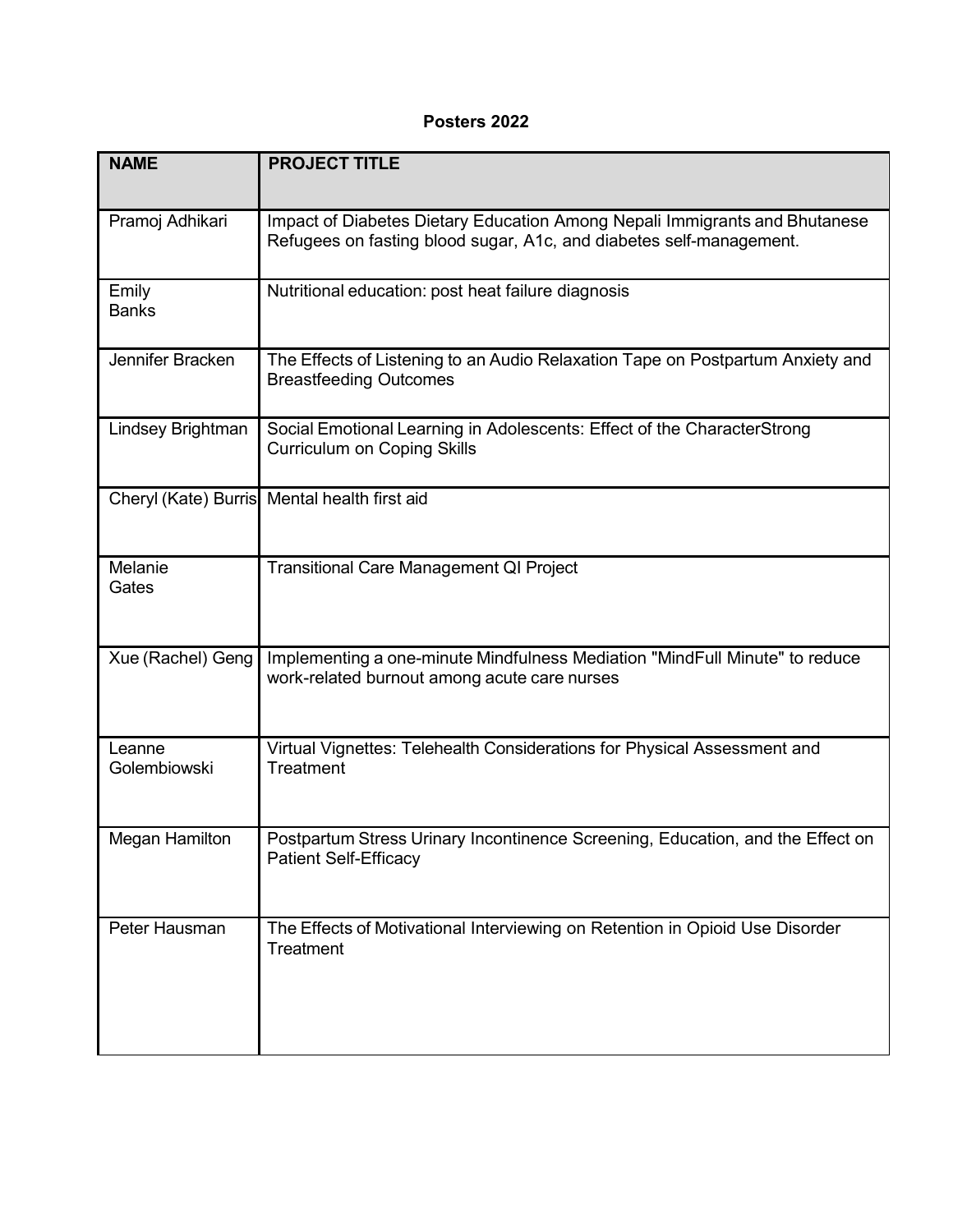# Posters 2022

| NAME | PROJECT TITLE |
| --- | --- |
| Pramoj Adhikari | Impact of Diabetes Dietary Education Among Nepali Immigrants and Bhutanese Refugees on fasting blood sugar, A1c, and diabetes self-management. |
| Emily Banks | Nutritional education: post heat failure diagnosis |
| Jennifer Bracken | The Effects of Listening to an Audio Relaxation Tape on Postpartum Anxiety and Breastfeeding Outcomes |
| Lindsey Brightman | Social Emotional Learning in Adolescents: Effect of the CharacterStrong Curriculum on Coping Skills |
| Cheryl (Kate) Burris | Mental health first aid |
| Melanie Gates | Transitional Care Management QI Project |
| Xue (Rachel) Geng | Implementing a one-minute Mindfulness Mediation "MindFull Minute" to reduce work-related burnout among acute care nurses |
| Leanne Golembiowski | Virtual Vignettes: Telehealth Considerations for Physical Assessment and Treatment |
| Megan Hamilton | Postpartum Stress Urinary Incontinence Screening, Education, and the Effect on Patient Self-Efficacy |
| Peter Hausman | The Effects of Motivational Interviewing on Retention in Opioid Use Disorder Treatment |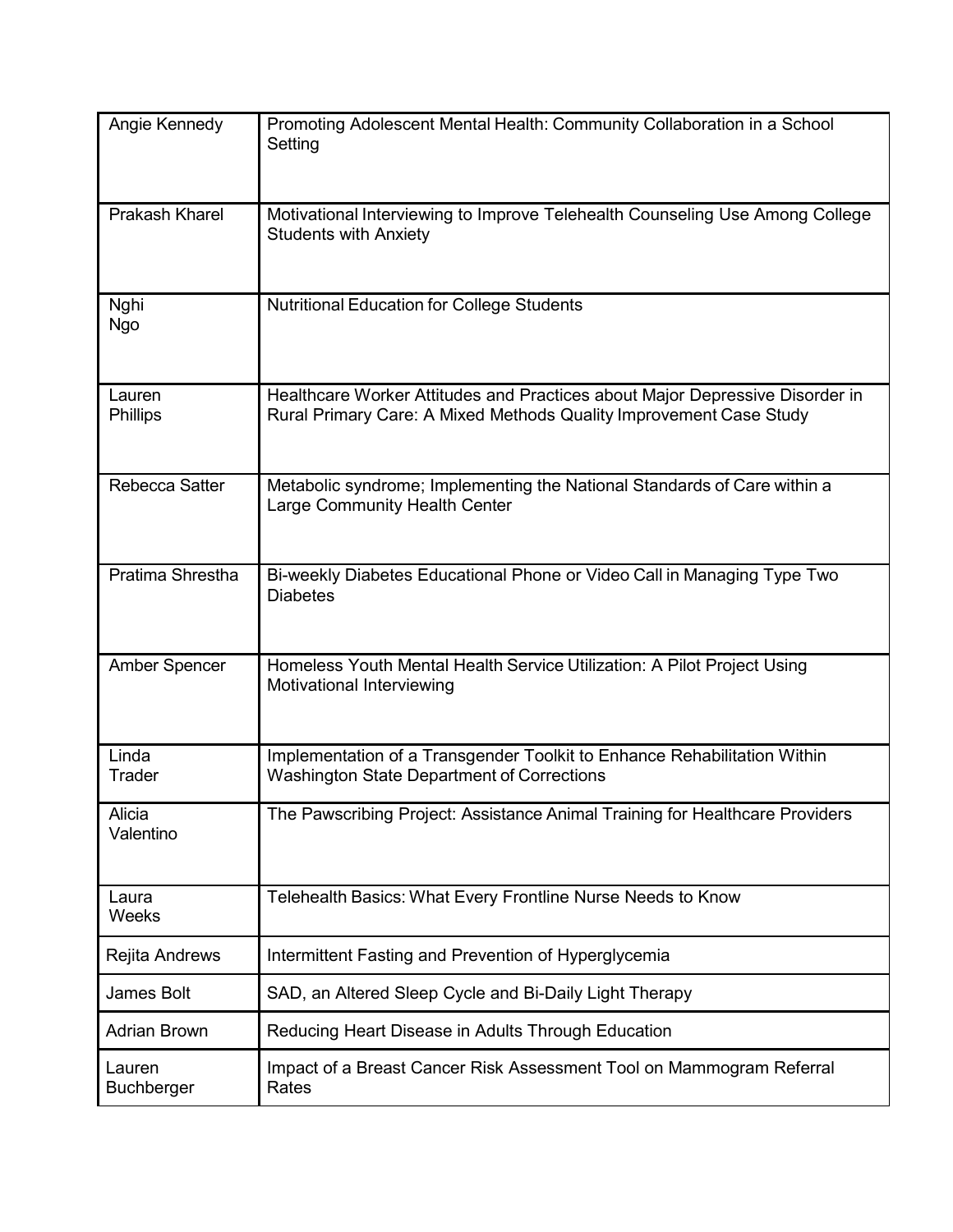| | |
|---|---|
| Angie Kennedy | Promoting Adolescent Mental Health: Community Collaboration in a School Setting |
| Prakash Kharel | Motivational Interviewing to Improve Telehealth Counseling Use Among College Students with Anxiety |
| Nghi Ngo | Nutritional Education for College Students |
| Lauren Phillips | Healthcare Worker Attitudes and Practices about Major Depressive Disorder in Rural Primary Care: A Mixed Methods Quality Improvement Case Study |
| Rebecca Satter | Metabolic syndrome; Implementing the National Standards of Care within a Large Community Health Center |
| Pratima Shrestha | Bi-weekly Diabetes Educational Phone or Video Call in Managing Type Two Diabetes |
| Amber Spencer | Homeless Youth Mental Health Service Utilization: A Pilot Project Using Motivational Interviewing |
| Linda Trader | Implementation of a Transgender Toolkit to Enhance Rehabilitation Within Washington State Department of Corrections |
| Alicia Valentino | The Pawscribing Project: Assistance Animal Training for Healthcare Providers |
| Laura Weeks | Telehealth Basics: What Every Frontline Nurse Needs to Know |
| Rejita Andrews | Intermittent Fasting and Prevention of Hyperglycemia |
| James Bolt | SAD, an Altered Sleep Cycle and Bi-Daily Light Therapy |
| Adrian Brown | Reducing Heart Disease in Adults Through Education |
| Lauren Buchberger | Impact of a Breast Cancer Risk Assessment Tool on Mammogram Referral Rates |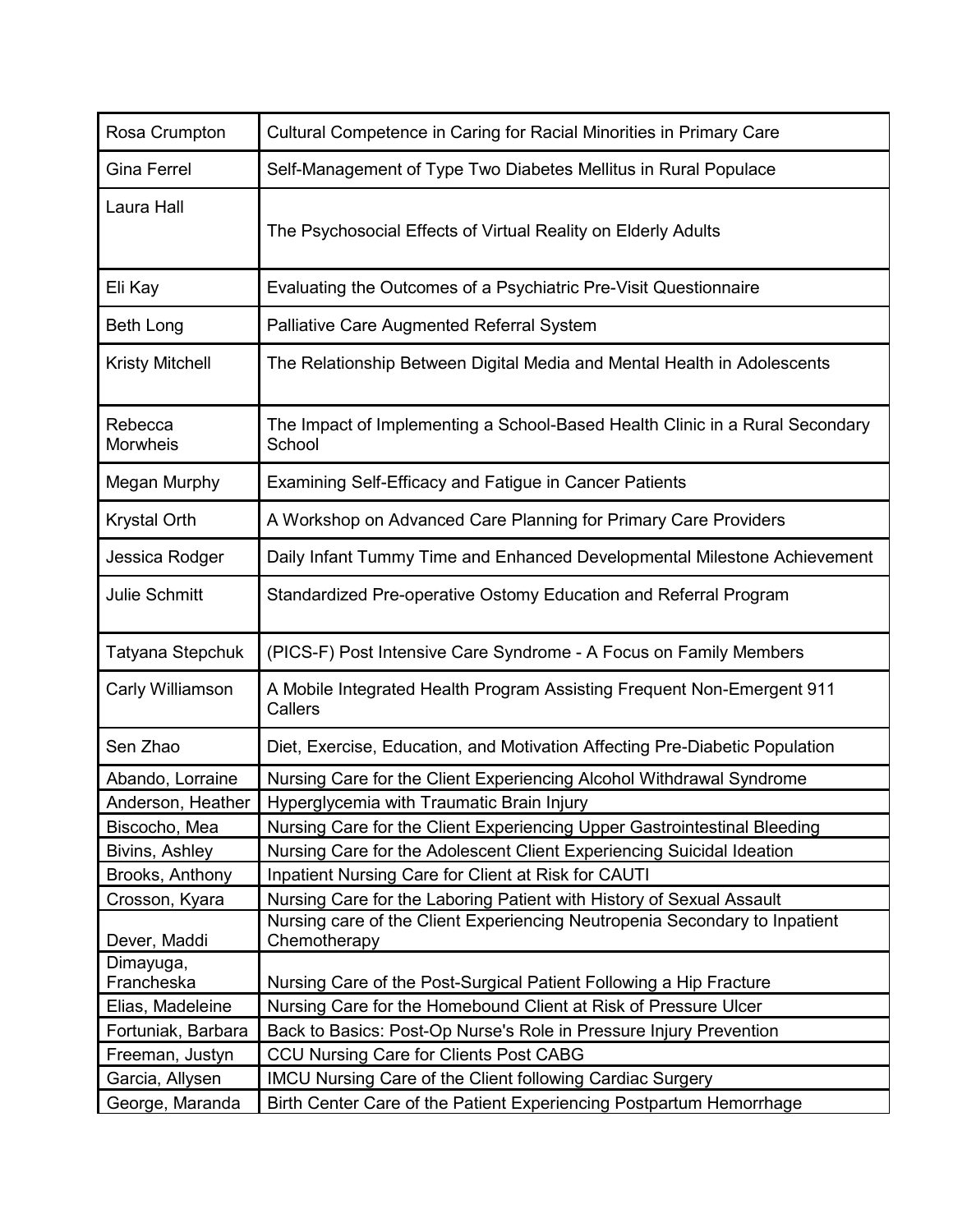| | |
|---|---|
| Rosa Crumpton | Cultural Competence in Caring for Racial Minorities in Primary Care |
| Gina Ferrel | Self-Management of Type Two Diabetes Mellitus in Rural Populace |
| Laura Hall | The Psychosocial Effects of Virtual Reality on Elderly Adults |
| Eli Kay | Evaluating the Outcomes of a Psychiatric Pre-Visit Questionnaire |
| Beth Long | Palliative Care Augmented Referral System |
| Kristy Mitchell | The Relationship Between Digital Media and Mental Health in Adolescents |
| Rebecca Morwheis | The Impact of Implementing a School-Based Health Clinic in a Rural Secondary School |
| Megan Murphy | Examining Self-Efficacy and Fatigue in Cancer Patients |
| Krystal Orth | A Workshop on Advanced Care Planning for Primary Care Providers |
| Jessica Rodger | Daily Infant Tummy Time and Enhanced Developmental Milestone Achievement |
| Julie Schmitt | Standardized Pre-operative Ostomy Education and Referral Program |
| Tatyana Stepchuk | (PICS-F) Post Intensive Care Syndrome - A Focus on Family Members |
| Carly Williamson | A Mobile Integrated Health Program Assisting Frequent Non-Emergent 911 Callers |
| Sen Zhao | Diet, Exercise, Education, and Motivation Affecting Pre-Diabetic Population |
| Abando, Lorraine | Nursing Care for the Client Experiencing Alcohol Withdrawal Syndrome |
| Anderson, Heather | Hyperglycemia with Traumatic Brain Injury |
| Biscocho, Mea | Nursing Care for the Client Experiencing Upper Gastrointestinal Bleeding |
| Bivins, Ashley | Nursing Care for the Adolescent Client Experiencing Suicidal Ideation |
| Brooks, Anthony | Inpatient Nursing Care for Client at Risk for CAUTI |
| Crosson, Kyara | Nursing Care for the Laboring Patient with History of Sexual Assault |
| Dever, Maddi | Nursing care of the Client Experiencing Neutropenia Secondary to Inpatient Chemotherapy |
| Dimayuga, Francheska | Nursing Care of the Post-Surgical Patient Following a Hip Fracture |
| Elias, Madeleine | Nursing Care for the Homebound Client at Risk of Pressure Ulcer |
| Fortuniak, Barbara | Back to Basics: Post-Op Nurse's Role in Pressure Injury Prevention |
| Freeman, Justyn | CCU Nursing Care for Clients Post CABG |
| Garcia, Allysen | IMCU Nursing Care of the Client following Cardiac Surgery |
| George, Maranda | Birth Center Care of the Patient Experiencing Postpartum Hemorrhage |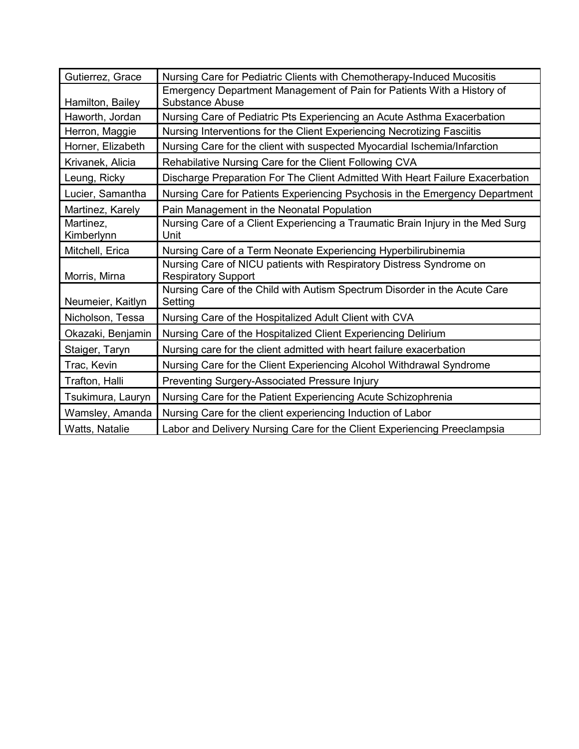| | |
|---|---|
| Gutierrez, Grace | Nursing Care for Pediatric Clients with Chemotherapy-Induced Mucositis |
| Hamilton, Bailey | Emergency Department Management of Pain for Patients With a History of Substance Abuse |
| Haworth, Jordan | Nursing Care of Pediatric Pts Experiencing an Acute Asthma Exacerbation |
| Herron, Maggie | Nursing Interventions for the Client Experiencing Necrotizing Fasciitis |
| Horner, Elizabeth | Nursing Care for the client with suspected Myocardial Ischemia/Infarction |
| Krivanek, Alicia | Rehabilative Nursing Care for the Client Following CVA |
| Leung, Ricky | Discharge Preparation For The Client Admitted With Heart Failure Exacerbation |
| Lucier, Samantha | Nursing Care for Patients Experiencing Psychosis in the Emergency Department |
| Martinez, Karely | Pain Management in the Neonatal Population |
| Martinez, Kimberlynn | Nursing Care of a Client Experiencing a Traumatic Brain Injury in the Med Surg Unit |
| Mitchell, Erica | Nursing Care of a Term Neonate Experiencing Hyperbilirubinemia |
| Morris, Mirna | Nursing Care of NICU patients with Respiratory Distress Syndrome on Respiratory Support |
| Neumeier, Kaitlyn | Nursing Care of the Child with Autism Spectrum Disorder in the Acute Care Setting |
| Nicholson, Tessa | Nursing Care of the Hospitalized Adult Client with CVA |
| Okazaki, Benjamin | Nursing Care of the Hospitalized Client Experiencing Delirium |
| Staiger, Taryn | Nursing care for the client admitted with heart failure exacerbation |
| Trac, Kevin | Nursing Care for the Client Experiencing Alcohol Withdrawal Syndrome |
| Trafton, Halli | Preventing Surgery-Associated Pressure Injury |
| Tsukimura, Lauryn | Nursing Care for the Patient Experiencing Acute Schizophrenia |
| Wamsley, Amanda | Nursing Care for the client experiencing Induction of Labor |
| Watts, Natalie | Labor and Delivery Nursing Care for the Client Experiencing Preeclampsia |